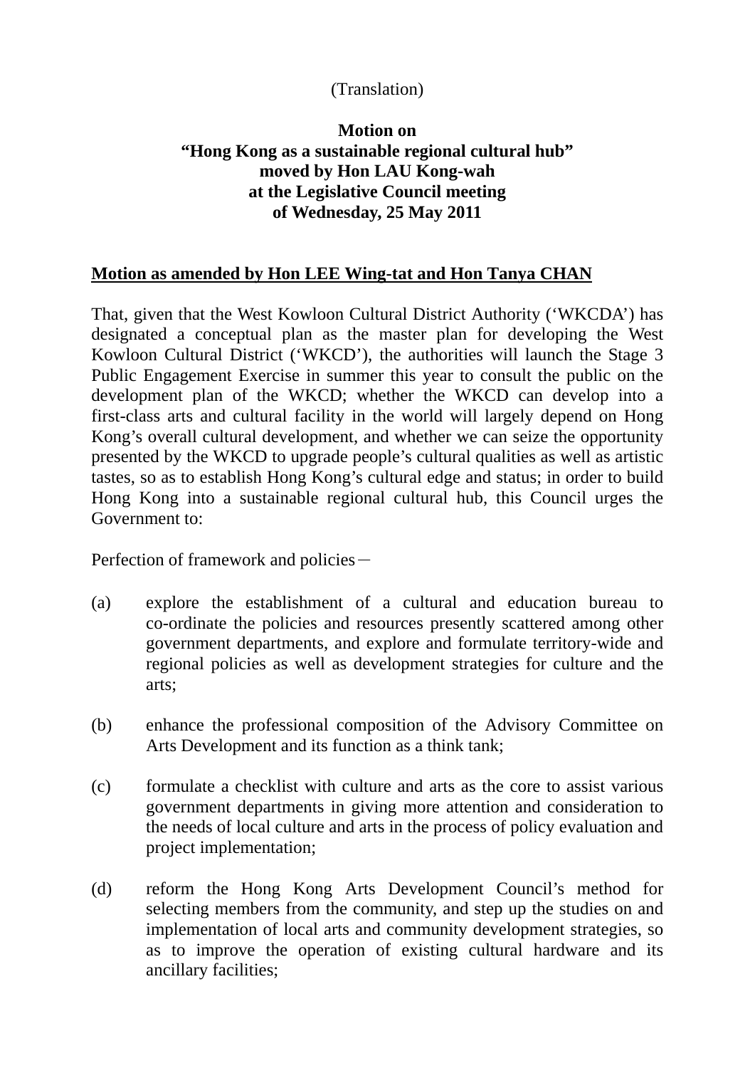(Translation)

**Motion on**
**"Hong Kong as a sustainable regional cultural hub"**
**moved by Hon LAU Kong-wah**
**at the Legislative Council meeting**
**of Wednesday, 25 May 2011**

**Motion as amended by Hon LEE Wing-tat and Hon Tanya CHAN**

That, given that the West Kowloon Cultural District Authority ('WKCDA') has designated a conceptual plan as the master plan for developing the West Kowloon Cultural District ('WKCD'), the authorities will launch the Stage 3 Public Engagement Exercise in summer this year to consult the public on the development plan of the WKCD; whether the WKCD can develop into a first-class arts and cultural facility in the world will largely depend on Hong Kong's overall cultural development, and whether we can seize the opportunity presented by the WKCD to upgrade people's cultural qualities as well as artistic tastes, so as to establish Hong Kong's cultural edge and status; in order to build Hong Kong into a sustainable regional cultural hub, this Council urges the Government to:

Perfection of framework and policies－

(a) explore the establishment of a cultural and education bureau to co-ordinate the policies and resources presently scattered among other government departments, and explore and formulate territory-wide and regional policies as well as development strategies for culture and the arts;

(b) enhance the professional composition of the Advisory Committee on Arts Development and its function as a think tank;

(c) formulate a checklist with culture and arts as the core to assist various government departments in giving more attention and consideration to the needs of local culture and arts in the process of policy evaluation and project implementation;

(d) reform the Hong Kong Arts Development Council's method for selecting members from the community, and step up the studies on and implementation of local arts and community development strategies, so as to improve the operation of existing cultural hardware and its ancillary facilities;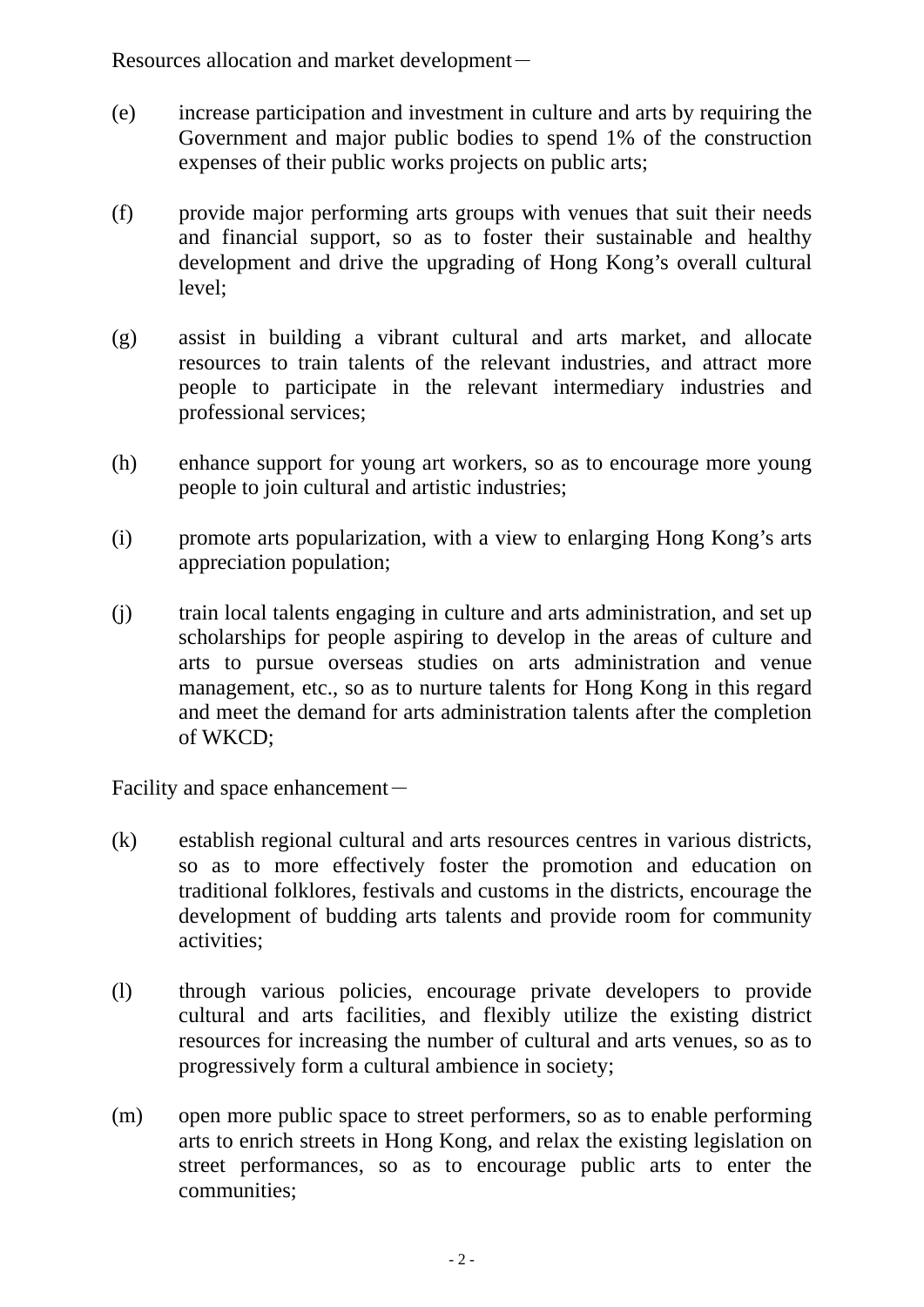Resources allocation and market development－

(e) increase participation and investment in culture and arts by requiring the Government and major public bodies to spend 1% of the construction expenses of their public works projects on public arts;

(f) provide major performing arts groups with venues that suit their needs and financial support, so as to foster their sustainable and healthy development and drive the upgrading of Hong Kong's overall cultural level;

(g) assist in building a vibrant cultural and arts market, and allocate resources to train talents of the relevant industries, and attract more people to participate in the relevant intermediary industries and professional services;

(h) enhance support for young art workers, so as to encourage more young people to join cultural and artistic industries;

(i) promote arts popularization, with a view to enlarging Hong Kong's arts appreciation population;

(j) train local talents engaging in culture and arts administration, and set up scholarships for people aspiring to develop in the areas of culture and arts to pursue overseas studies on arts administration and venue management, etc., so as to nurture talents for Hong Kong in this regard and meet the demand for arts administration talents after the completion of WKCD;

Facility and space enhancement－

(k) establish regional cultural and arts resources centres in various districts, so as to more effectively foster the promotion and education on traditional folklores, festivals and customs in the districts, encourage the development of budding arts talents and provide room for community activities;

(l) through various policies, encourage private developers to provide cultural and arts facilities, and flexibly utilize the existing district resources for increasing the number of cultural and arts venues, so as to progressively form a cultural ambience in society;

(m) open more public space to street performers, so as to enable performing arts to enrich streets in Hong Kong, and relax the existing legislation on street performances, so as to encourage public arts to enter the communities;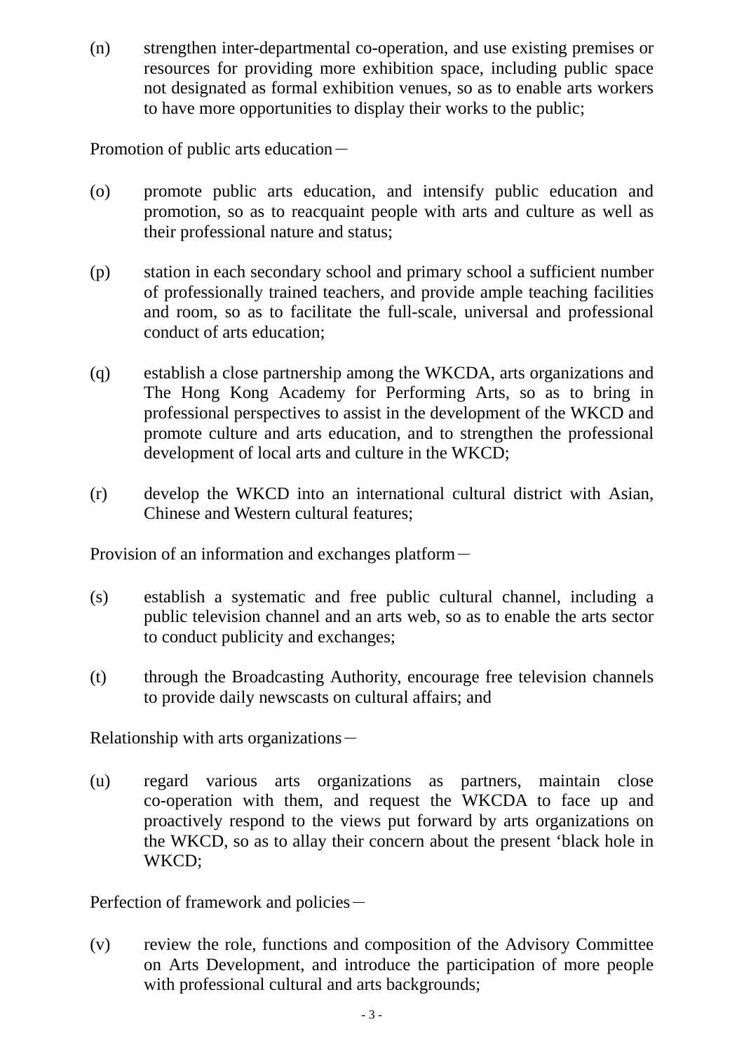(n) strengthen inter-departmental co-operation, and use existing premises or resources for providing more exhibition space, including public space not designated as formal exhibition venues, so as to enable arts workers to have more opportunities to display their works to the public;

Promotion of public arts education－

(o) promote public arts education, and intensify public education and promotion, so as to reacquaint people with arts and culture as well as their professional nature and status;

(p) station in each secondary school and primary school a sufficient number of professionally trained teachers, and provide ample teaching facilities and room, so as to facilitate the full-scale, universal and professional conduct of arts education;

(q) establish a close partnership among the WKCDA, arts organizations and The Hong Kong Academy for Performing Arts, so as to bring in professional perspectives to assist in the development of the WKCD and promote culture and arts education, and to strengthen the professional development of local arts and culture in the WKCD;

(r) develop the WKCD into an international cultural district with Asian, Chinese and Western cultural features;

Provision of an information and exchanges platform－

(s) establish a systematic and free public cultural channel, including a public television channel and an arts web, so as to enable the arts sector to conduct publicity and exchanges;

(t) through the Broadcasting Authority, encourage free television channels to provide daily newscasts on cultural affairs; and

Relationship with arts organizations－

(u) regard various arts organizations as partners, maintain close co-operation with them, and request the WKCDA to face up and proactively respond to the views put forward by arts organizations on the WKCD, so as to allay their concern about the present 'black hole in WKCD;

Perfection of framework and policies－

(v) review the role, functions and composition of the Advisory Committee on Arts Development, and introduce the participation of more people with professional cultural and arts backgrounds;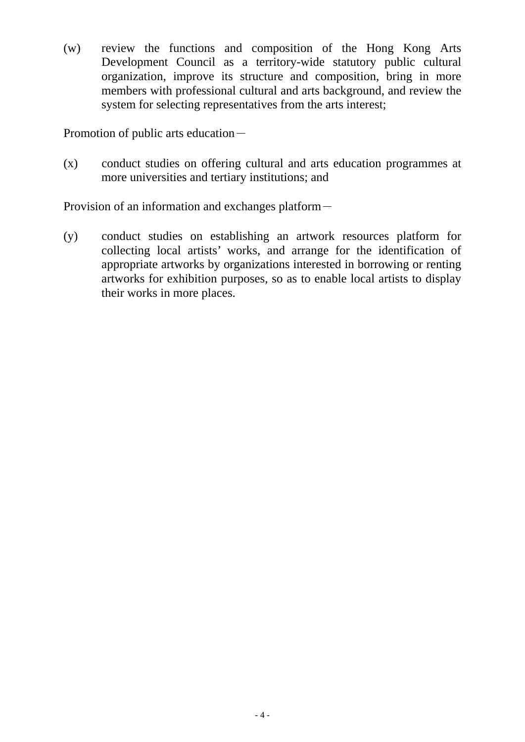(w) review the functions and composition of the Hong Kong Arts Development Council as a territory-wide statutory public cultural organization, improve its structure and composition, bring in more members with professional cultural and arts background, and review the system for selecting representatives from the arts interest;

Promotion of public arts education－

(x) conduct studies on offering cultural and arts education programmes at more universities and tertiary institutions; and

Provision of an information and exchanges platform－

(y) conduct studies on establishing an artwork resources platform for collecting local artists' works, and arrange for the identification of appropriate artworks by organizations interested in borrowing or renting artworks for exhibition purposes, so as to enable local artists to display their works in more places.